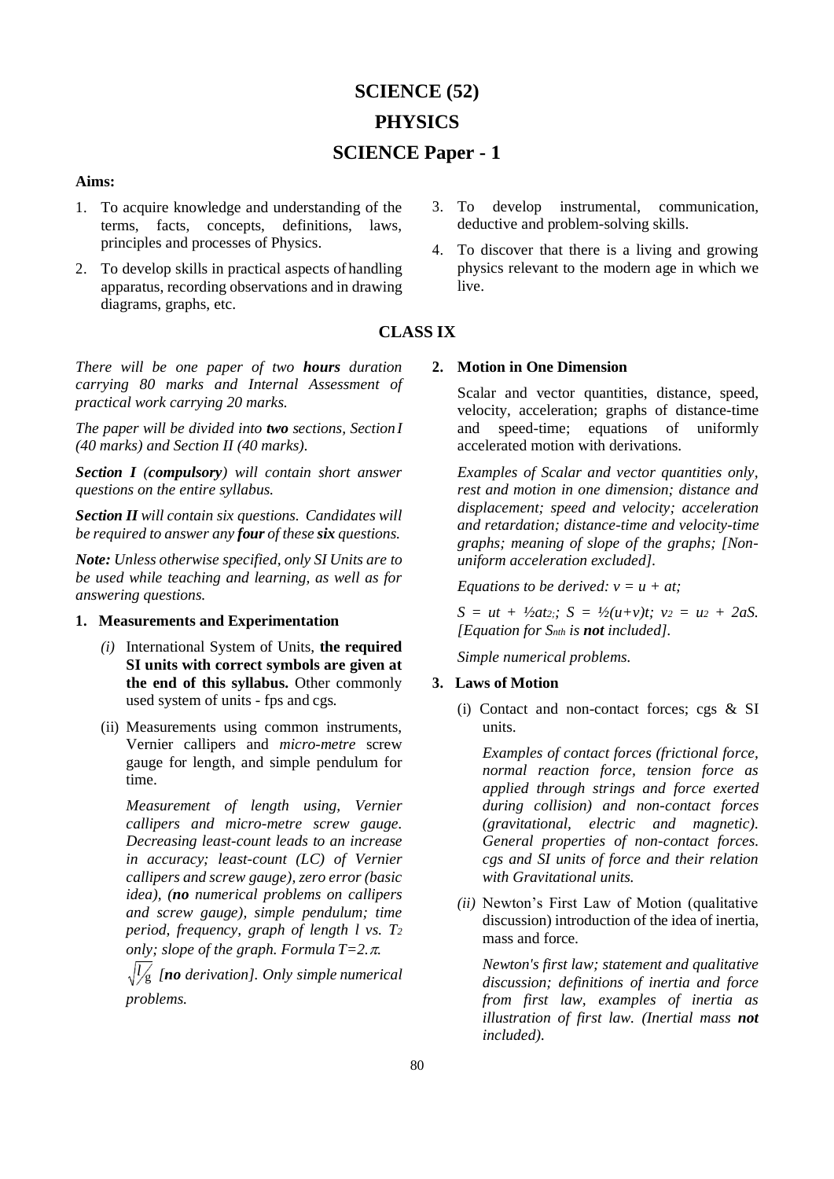# SCIENCE (52)

# PHYSICS

# SCIENCE Paper - 1

**Aims:**

1. To acquire knowledge and understanding of the terms, facts, concepts, definitions, laws, principles and processes of Physics.
2. To develop skills in practical aspects of handling apparatus, recording observations and in drawing diagrams, graphs, etc.
3. To develop instrumental, communication, deductive and problem-solving skills.
4. To discover that there is a living and growing physics relevant to the modern age in which we live.

## CLASS IX

*There will be one paper of two **hours** duration carrying 80 marks and Internal Assessment of practical work carrying 20 marks.*

*The paper will be divided into **two** sections, Section I (40 marks) and Section II (40 marks).*

***Section I** (**compulsory**) will contain short answer questions on the entire syllabus.*

***Section II** will contain six questions. Candidates will be required to answer any **four** of these **six** questions.*

***Note:** Unless otherwise specified, only SI Units are to be used while teaching and learning, as well as for answering questions.*

**1. Measurements and Experimentation**

*(i)* International System of Units, **the required SI units with correct symbols are given at the end of this syllabus.** Other commonly used system of units - fps and cgs.

(ii) Measurements using common instruments, Vernier callipers and *micro-metre* screw gauge for length, and simple pendulum for time.

*Measurement of length using, Vernier callipers and micro-metre screw gauge. Decreasing least-count leads to an increase in accuracy; least-count (LC) of Vernier callipers and screw gauge), zero error (basic idea), (**no** numerical problems on callipers and screw gauge), simple pendulum; time period, frequency, graph of length l vs. $T^2$ only; slope of the graph. Formula $T=2\pi\sqrt{l/g}$ [**no** derivation]. Only simple numerical problems.*

**2. Motion in One Dimension**

Scalar and vector quantities, distance, speed, velocity, acceleration; graphs of distance-time and speed-time; equations of uniformly accelerated motion with derivations.

*Examples of Scalar and vector quantities only, rest and motion in one dimension; distance and displacement; speed and velocity; acceleration and retardation; distance-time and velocity-time graphs; meaning of slope of the graphs; [Non-uniform acceleration excluded].*

*Equations to be derived: $v = u + at$;*

*$S = ut + \frac{1}{2}at^2$; $S = \frac{1}{2}(u+v)t$; $v^2 = u^2 + 2aS$. [Equation for $S_{nth}$ is **not** included].*

*Simple numerical problems.*

**3. Laws of Motion**

(i) Contact and non-contact forces; cgs & SI units.

*Examples of contact forces (frictional force, normal reaction force, tension force as applied through strings and force exerted during collision) and non-contact forces (gravitational, electric and magnetic). General properties of non-contact forces. cgs and SI units of force and their relation with Gravitational units.*

*(ii)* Newton's First Law of Motion (qualitative discussion) introduction of the idea of inertia, mass and force.

*Newton's first law; statement and qualitative discussion; definitions of inertia and force from first law, examples of inertia as illustration of first law. (Inertial mass **not** included).*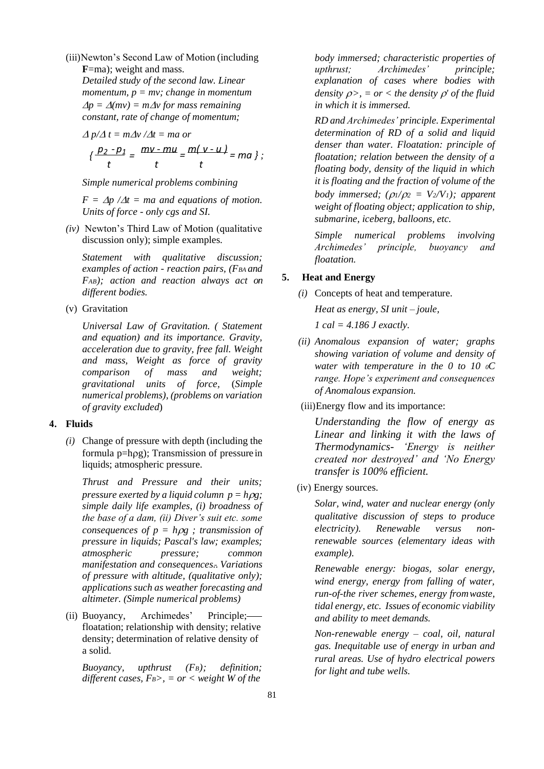(iii) Newton's Second Law of Motion (including **F**=ma); weight and mass.

*Detailed study of the second law. Linear momentum, $p = mv$; change in momentum $\Delta p = \Delta(mv) = m\Delta v$ for mass remaining constant, rate of change of momentum;*

$$\Delta p/\Delta t = m\Delta v/\Delta t = ma \text{ or}$$

$$\left\{ \frac{p_2 - p_1}{t} = \frac{mv - mu}{t} = \frac{m(v-u)}{t} = ma \right\};$$

*Simple numerical problems combining*

*$F = \Delta p/\Delta t = ma$ and equations of motion. Units of force - only cgs and SI.*

*(iv)* Newton's Third Law of Motion (qualitative discussion only); simple examples.

*Statement with qualitative discussion; examples of action - reaction pairs, ($F_{BA}$ and $F_{AB}$); action and reaction always act on different bodies.*

(v) Gravitation

*Universal Law of Gravitation. ( Statement and equation) and its importance. Gravity, acceleration due to gravity, free fall. Weight and mass, Weight as force of gravity comparison of mass and weight; gravitational units of force,* (*Simple numerical problems), (problems on variation of gravity excluded*)

**4. Fluids**

*(i)* Change of pressure with depth (including the formula p=hρg); Transmission of pressure in liquids; atmospheric pressure.

*Thrust and Pressure and their units; pressure exerted by a liquid column $p = h\rho g$; simple daily life examples, (i) broadness of the base of a dam, (ii) Diver's suit etc. some consequences of $p = h\rho g$ ; transmission of pressure in liquids; Pascal's law; examples; atmospheric pressure; common manifestation and consequences. Variations of pressure with altitude, (qualitative only); applications such as weather forecasting and altimeter. (Simple numerical problems)*

(ii) Buoyancy, Archimedes' Principle; floatation; relationship with density; relative density; determination of relative density of a solid.

*Buoyancy, upthrust ($F_B$); definition; different cases, $F_B$>, = or < weight W of the body immersed; characteristic properties of upthrust; Archimedes' principle; explanation of cases where bodies with density $\rho$>, = or < the density $\rho'$ of the fluid in which it is immersed.*

*RD and Archimedes' principle. Experimental determination of RD of a solid and liquid denser than water. Floatation: principle of floatation; relation between the density of a floating body, density of the liquid in which it is floating and the fraction of volume of the body immersed; ($\rho_1/\rho_2 = V_2/V_1$); apparent weight of floating object; application to ship, submarine, iceberg, balloons, etc.*

*Simple numerical problems involving Archimedes' principle, buoyancy and floatation.*

**5. Heat and Energy**

*(i)* Concepts of heat and temperature.

*Heat as energy, SI unit – joule,*

*1 cal = 4.186 J exactly.*

*(ii) Anomalous expansion of water; graphs showing variation of volume and density of water with temperature in the 0 to 10 $^0$C range. Hope's experiment and consequences of Anomalous expansion.*

(iii) Energy flow and its importance:

*Understanding the flow of energy as Linear and linking it with the laws of Thermodynamics- 'Energy is neither created nor destroyed' and 'No Energy transfer is 100% efficient.*

(iv) Energy sources.

*Solar, wind, water and nuclear energy (only qualitative discussion of steps to produce electricity). Renewable versus non-renewable sources (elementary ideas with example).*

*Renewable energy: biogas, solar energy, wind energy, energy from falling of water, run-of-the river schemes, energy from waste, tidal energy, etc. Issues of economic viability and ability to meet demands.*

*Non-renewable energy – coal, oil, natural gas. Inequitable use of energy in urban and rural areas. Use of hydro electrical powers for light and tube wells.*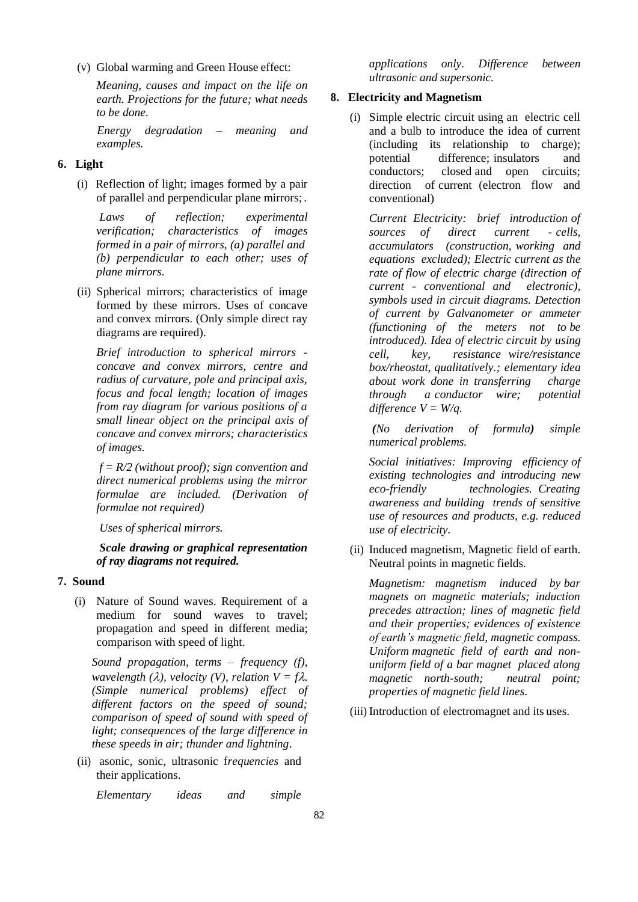(v) Global warming and Green House effect:

*Meaning, causes and impact on the life on earth. Projections for the future; what needs to be done.*

*Energy degradation – meaning and examples.*

**6. Light**

(i) Reflection of light; images formed by a pair of parallel and perpendicular plane mirrors; .

*Laws of reflection; experimental verification; characteristics of images formed in a pair of mirrors, (a) parallel and (b) perpendicular to each other; uses of plane mirrors.*

(ii) Spherical mirrors; characteristics of image formed by these mirrors. Uses of concave and convex mirrors. (Only simple direct ray diagrams are required).

*Brief introduction to spherical mirrors - concave and convex mirrors, centre and radius of curvature, pole and principal axis, focus and focal length; location of images from ray diagram for various positions of a small linear object on the principal axis of concave and convex mirrors; characteristics of images.*

*$f = R/2$ (without proof); sign convention and direct numerical problems using the mirror formulae are included. (Derivation of formulae not required)*

*Uses of spherical mirrors.*

***Scale drawing or graphical representation of ray diagrams not required.***

**7. Sound**

(i) Nature of Sound waves. Requirement of a medium for sound waves to travel; propagation and speed in different media; comparison with speed of light.

*Sound propagation, terms – frequency (f), wavelength ($\lambda$), velocity (V), relation $V = f\lambda$. (Simple numerical problems) effect of different factors on the speed of sound; comparison of speed of sound with speed of light; consequences of the large difference in these speeds in air; thunder and lightning.*

(ii) asonic, sonic, ultrasonic f*requencies* and their applications.

*Elementary ideas and simple applications only. Difference between ultrasonic and supersonic.*

**8. Electricity and Magnetism**

(i) Simple electric circuit using an electric cell and a bulb to introduce the idea of current (including its relationship to charge); potential difference; insulators and conductors; closed and open circuits; direction of current (electron flow and conventional)

*Current Electricity: brief introduction of sources of direct current - cells, accumulators (construction, working and equations excluded); Electric current as the rate of flow of electric charge (direction of current - conventional and electronic), symbols used in circuit diagrams. Detection of current by Galvanometer or ammeter (functioning of the meters not to be introduced). Idea of electric circuit by using cell, key, resistance wire/resistance box/rheostat, qualitatively.; elementary idea about work done in transferring charge through a conductor wire; potential difference $V = W/q$.*

***(****No derivation of formula**)*** *simple numerical problems.*

*Social initiatives: Improving efficiency of existing technologies and introducing new eco-friendly technologies. Creating awareness and building trends of sensitive use of resources and products, e.g. reduced use of electricity.*

(ii) Induced magnetism, Magnetic field of earth. Neutral points in magnetic fields.

*Magnetism: magnetism induced by bar magnets on magnetic materials; induction precedes attraction; lines of magnetic field and their properties; evidences of existence of earth's magnetic field, magnetic compass. Uniform magnetic field of earth and non-uniform field of a bar magnet placed along magnetic north-south; neutral point; properties of magnetic field lines.*

(iii) Introduction of electromagnet and its uses.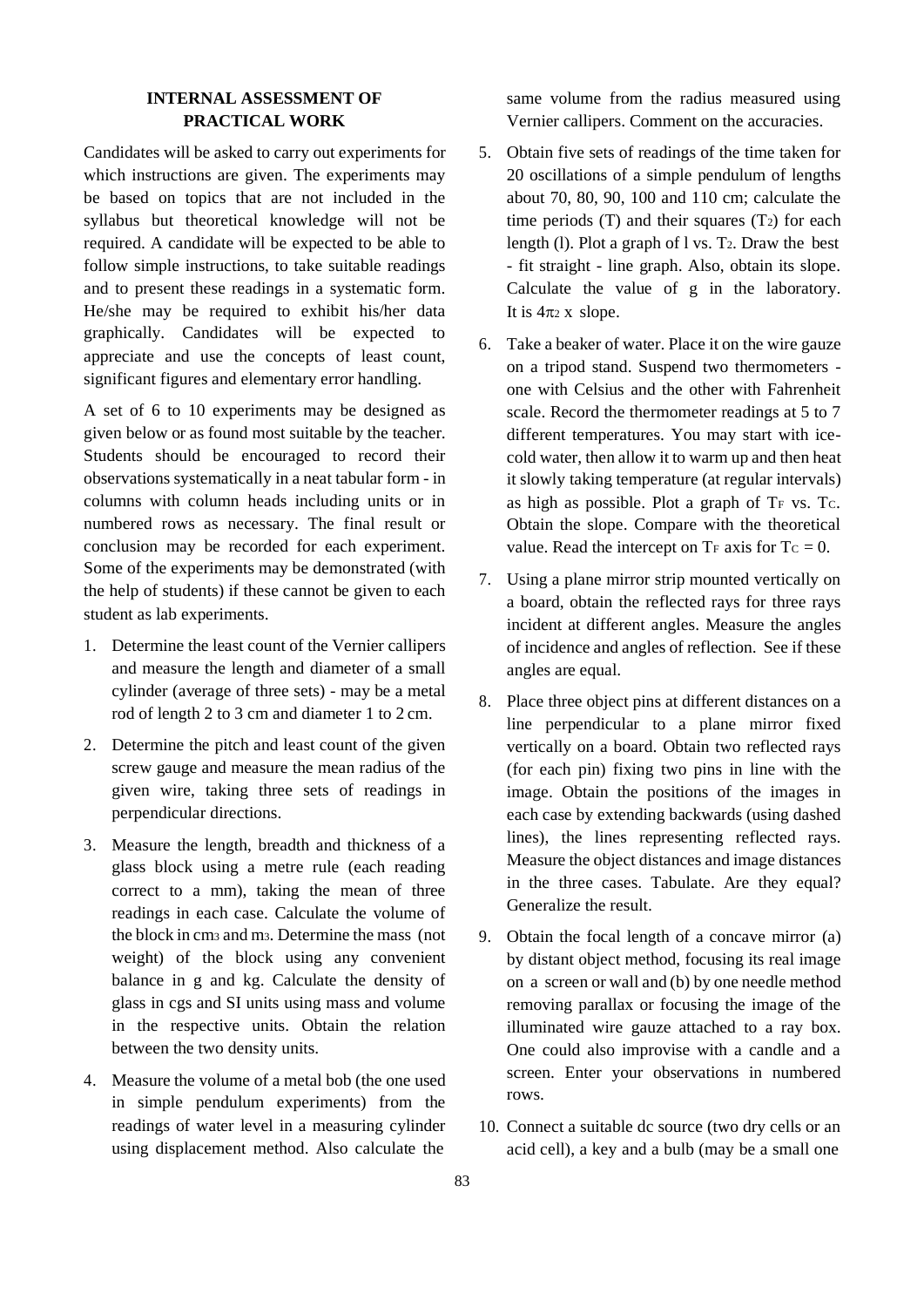## INTERNAL ASSESSMENT OF PRACTICAL WORK

Candidates will be asked to carry out experiments for which instructions are given. The experiments may be based on topics that are not included in the syllabus but theoretical knowledge will not be required. A candidate will be expected to be able to follow simple instructions, to take suitable readings and to present these readings in a systematic form. He/she may be required to exhibit his/her data graphically. Candidates will be expected to appreciate and use the concepts of least count, significant figures and elementary error handling.

A set of 6 to 10 experiments may be designed as given below or as found most suitable by the teacher. Students should be encouraged to record their observations systematically in a neat tabular form - in columns with column heads including units or in numbered rows as necessary. The final result or conclusion may be recorded for each experiment. Some of the experiments may be demonstrated (with the help of students) if these cannot be given to each student as lab experiments.

1. Determine the least count of the Vernier callipers and measure the length and diameter of a small cylinder (average of three sets) - may be a metal rod of length 2 to 3 cm and diameter 1 to 2 cm.
2. Determine the pitch and least count of the given screw gauge and measure the mean radius of the given wire, taking three sets of readings in perpendicular directions.
3. Measure the length, breadth and thickness of a glass block using a metre rule (each reading correct to a mm), taking the mean of three readings in each case. Calculate the volume of the block in $cm^3$ and $m^3$. Determine the mass (not weight) of the block using any convenient balance in g and kg. Calculate the density of glass in cgs and SI units using mass and volume in the respective units. Obtain the relation between the two density units.
4. Measure the volume of a metal bob (the one used in simple pendulum experiments) from the readings of water level in a measuring cylinder using displacement method. Also calculate the same volume from the radius measured using Vernier callipers. Comment on the accuracies.
5. Obtain five sets of readings of the time taken for 20 oscillations of a simple pendulum of lengths about 70, 80, 90, 100 and 110 cm; calculate the time periods (T) and their squares ($T^2$) for each length (l). Plot a graph of l vs. $T^2$. Draw the best - fit straight - line graph. Also, obtain its slope. Calculate the value of g in the laboratory. It is $4\pi^2$ x slope.
6. Take a beaker of water. Place it on the wire gauze on a tripod stand. Suspend two thermometers - one with Celsius and the other with Fahrenheit scale. Record the thermometer readings at 5 to 7 different temperatures. You may start with ice-cold water, then allow it to warm up and then heat it slowly taking temperature (at regular intervals) as high as possible. Plot a graph of $T_F$ vs. $T_C$. Obtain the slope. Compare with the theoretical value. Read the intercept on $T_F$ axis for $T_C = 0$.
7. Using a plane mirror strip mounted vertically on a board, obtain the reflected rays for three rays incident at different angles. Measure the angles of incidence and angles of reflection. See if these angles are equal.
8. Place three object pins at different distances on a line perpendicular to a plane mirror fixed vertically on a board. Obtain two reflected rays (for each pin) fixing two pins in line with the image. Obtain the positions of the images in each case by extending backwards (using dashed lines), the lines representing reflected rays. Measure the object distances and image distances in the three cases. Tabulate. Are they equal? Generalize the result.
9. Obtain the focal length of a concave mirror (a) by distant object method, focusing its real image on a screen or wall and (b) by one needle method removing parallax or focusing the image of the illuminated wire gauze attached to a ray box. One could also improvise with a candle and a screen. Enter your observations in numbered rows.
10. Connect a suitable dc source (two dry cells or an acid cell), a key and a bulb (may be a small one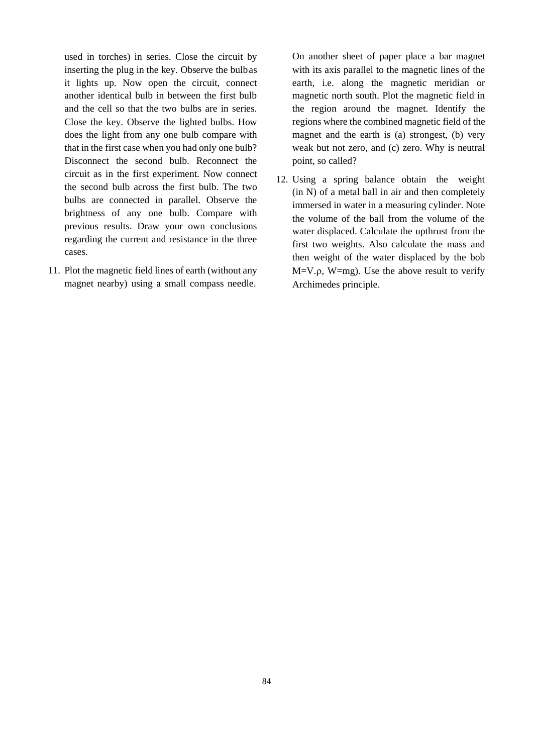used in torches) in series. Close the circuit by inserting the plug in the key. Observe the bulb as it lights up. Now open the circuit, connect another identical bulb in between the first bulb and the cell so that the two bulbs are in series. Close the key. Observe the lighted bulbs. How does the light from any one bulb compare with that in the first case when you had only one bulb? Disconnect the second bulb. Reconnect the circuit as in the first experiment. Now connect the second bulb across the first bulb. The two bulbs are connected in parallel. Observe the brightness of any one bulb. Compare with previous results. Draw your own conclusions regarding the current and resistance in the three cases.

11. Plot the magnetic field lines of earth (without any magnet nearby) using a small compass needle. On another sheet of paper place a bar magnet with its axis parallel to the magnetic lines of the earth, i.e. along the magnetic meridian or magnetic north south. Plot the magnetic field in the region around the magnet. Identify the regions where the combined magnetic field of the magnet and the earth is (a) strongest, (b) very weak but not zero, and (c) zero. Why is neutral point, so called?

12. Using a spring balance obtain the weight (in N) of a metal ball in air and then completely immersed in water in a measuring cylinder. Note the volume of the ball from the volume of the water displaced. Calculate the upthrust from the first two weights. Also calculate the mass and then weight of the water displaced by the bob $M=V.\rho$, $W=mg$). Use the above result to verify Archimedes principle.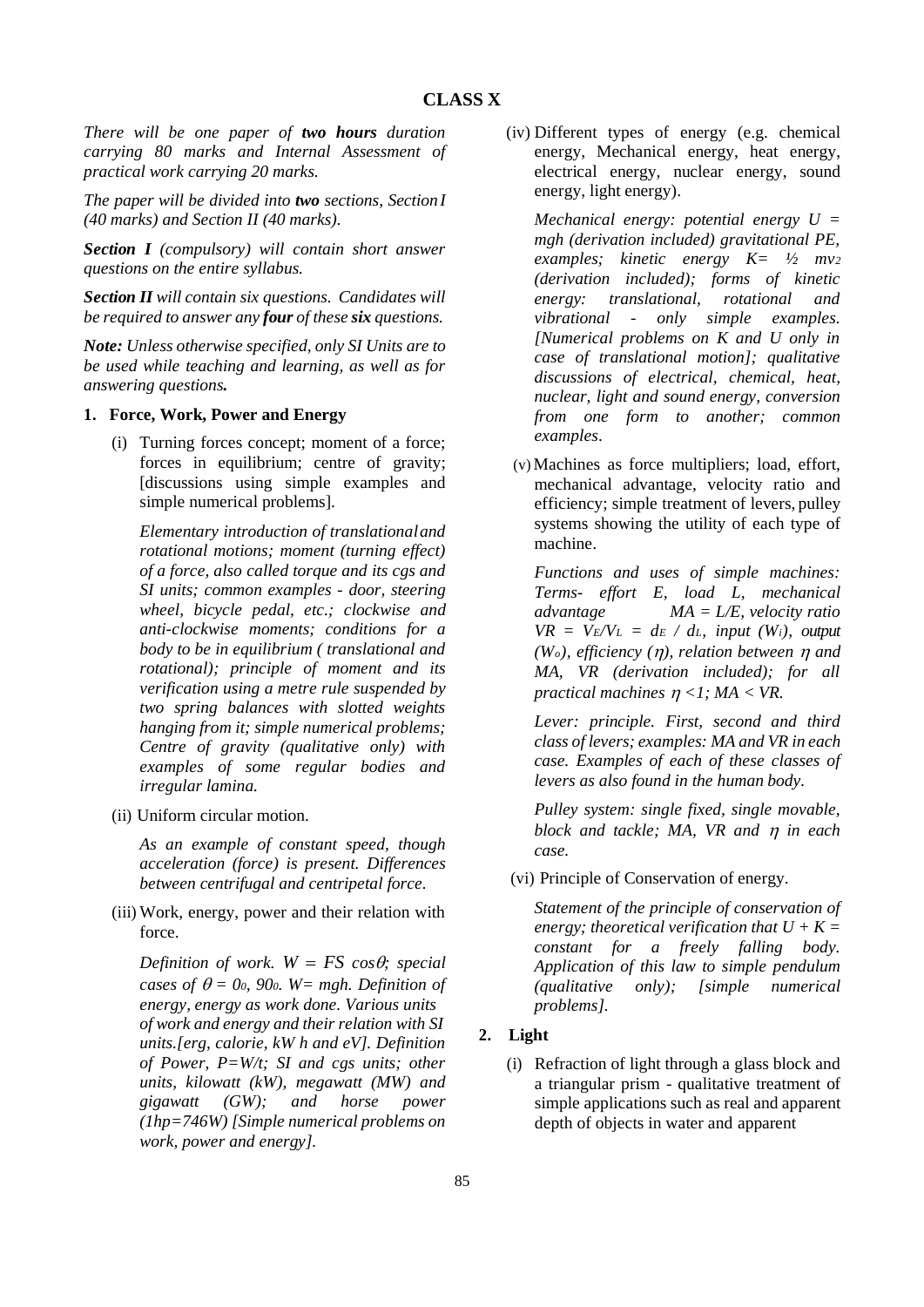## CLASS X

*There will be one paper of **two hours** duration carrying 80 marks and Internal Assessment of practical work carrying 20 marks.*

*The paper will be divided into **two** sections, Section I (40 marks) and Section II (40 marks).*

***Section I** (compulsory) will contain short answer questions on the entire syllabus.*

***Section II** will contain six questions. Candidates will be required to answer any **four** of these **six** questions.*

***Note:** Unless otherwise specified, only SI Units are to be used while teaching and learning, as well as for answering questions.*

### 1. Force, Work, Power and Energy

(i) Turning forces concept; moment of a force; forces in equilibrium; centre of gravity; [discussions using simple examples and simple numerical problems].

*Elementary introduction of translational and rotational motions; moment (turning effect) of a force, also called torque and its cgs and SI units; common examples - door, steering wheel, bicycle pedal, etc.; clockwise and anti-clockwise moments; conditions for a body to be in equilibrium ( translational and rotational); principle of moment and its verification using a metre rule suspended by two spring balances with slotted weights hanging from it; simple numerical problems; Centre of gravity (qualitative only) with examples of some regular bodies and irregular lamina.*

(ii) Uniform circular motion.

*As an example of constant speed, though acceleration (force) is present. Differences between centrifugal and centripetal force.*

(iii) Work, energy, power and their relation with force.

*Definition of work. $W = FS \cos\theta$; special cases of $\theta = 0^0, 90^0$. $W = mgh$. Definition of energy, energy as work done. Various units of work and energy and their relation with SI units.[erg, calorie, kW h and eV]. Definition of Power, $P=W/t$; SI and cgs units; other units, kilowatt (kW), megawatt (MW) and gigawatt (GW); and horse power (1hp=746W) [Simple numerical problems on work, power and energy].*

(iv) Different types of energy (e.g. chemical energy, Mechanical energy, heat energy, electrical energy, nuclear energy, sound energy, light energy).

*Mechanical energy: potential energy $U = mgh$ (derivation included) gravitational PE, examples; kinetic energy $K= ½ mv^2$ (derivation included); forms of kinetic energy: translational, rotational and vibrational - only simple examples. [Numerical problems on K and U only in case of translational motion]; qualitative discussions of electrical, chemical, heat, nuclear, light and sound energy, conversion from one form to another; common examples.*

(v) Machines as force multipliers; load, effort, mechanical advantage, velocity ratio and efficiency; simple treatment of levers, pulley systems showing the utility of each type of machine.

*Functions and uses of simple machines: Terms- effort E, load L, mechanical advantage $MA = L/E$, velocity ratio $VR = V_E/V_L = d_E / d_L$, input ($W_i$), output ($W_o$), efficiency ($\eta$), relation between $\eta$ and MA, VR (derivation included); for all practical machines $\eta < 1$; $MA < VR$.*

*Lever: principle. First, second and third class of levers; examples: MA and VR in each case. Examples of each of these classes of levers as also found in the human body.*

*Pulley system: single fixed, single movable, block and tackle; MA, VR and $\eta$ in each case.*

(vi) Principle of Conservation of energy.

*Statement of the principle of conservation of energy; theoretical verification that $U + K =$ constant for a freely falling body. Application of this law to simple pendulum (qualitative only); [simple numerical problems].*

### 2. Light

(i) Refraction of light through a glass block and a triangular prism - qualitative treatment of simple applications such as real and apparent depth of objects in water and apparent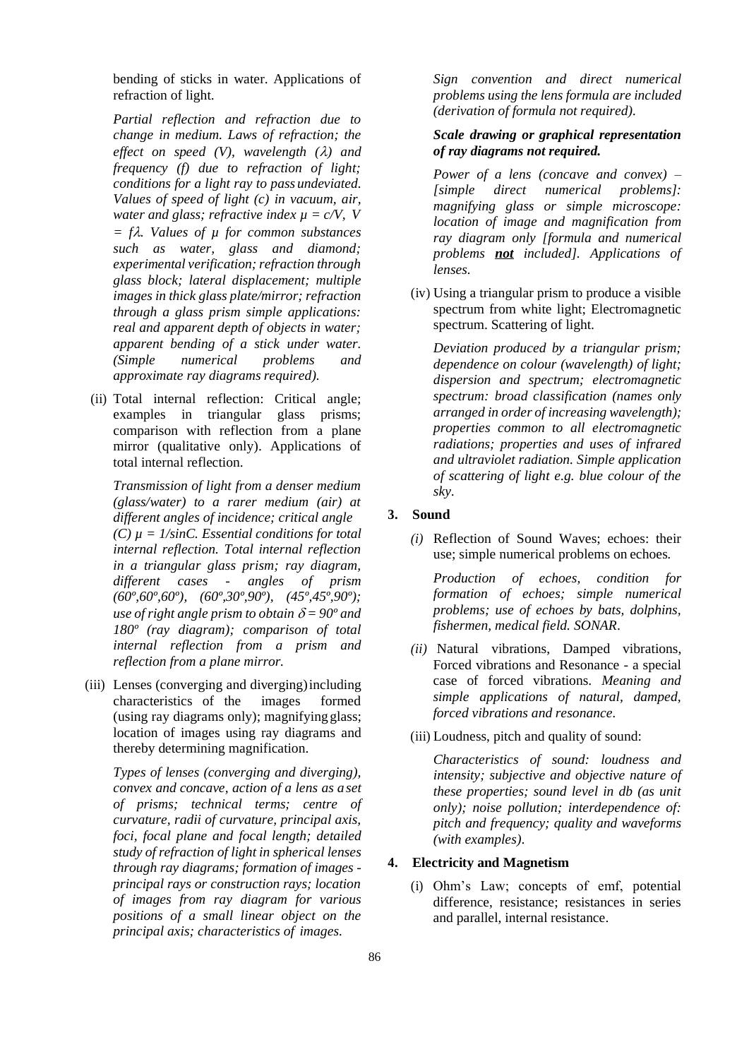bending of sticks in water. Applications of refraction of light.

*Partial reflection and refraction due to change in medium. Laws of refraction; the effect on speed (V), wavelength ($\lambda$) and frequency (f) due to refraction of light; conditions for a light ray to pass undeviated. Values of speed of light (c) in vacuum, air, water and glass; refractive index $\mu = c/V$, $V = f\lambda$. Values of $\mu$ for common substances such as water, glass and diamond; experimental verification; refraction through glass block; lateral displacement; multiple images in thick glass plate/mirror; refraction through a glass prism simple applications: real and apparent depth of objects in water; apparent bending of a stick under water. (Simple numerical problems and approximate ray diagrams required).*

(ii) Total internal reflection: Critical angle; examples in triangular glass prisms; comparison with reflection from a plane mirror (qualitative only). Applications of total internal reflection.

*Transmission of light from a denser medium (glass/water) to a rarer medium (air) at different angles of incidence; critical angle (C) $\mu = 1/\sin C$. Essential conditions for total internal reflection. Total internal reflection in a triangular glass prism; ray diagram, different cases - angles of prism (60º,60º,60º), (60º,30º,90º), (45º,45º,90º); use of right angle prism to obtain $\delta = 90º$ and 180º (ray diagram); comparison of total internal reflection from a prism and reflection from a plane mirror.*

(iii) Lenses (converging and diverging) including characteristics of the images formed (using ray diagrams only); magnifying glass; location of images using ray diagrams and thereby determining magnification.

*Types of lenses (converging and diverging), convex and concave, action of a lens as a set of prisms; technical terms; centre of curvature, radii of curvature, principal axis, foci, focal plane and focal length; detailed study of refraction of light in spherical lenses through ray diagrams; formation of images - principal rays or construction rays; location of images from ray diagram for various positions of a small linear object on the principal axis; characteristics of images.*

*Sign convention and direct numerical problems using the lens formula are included (derivation of formula not required).*

***Scale drawing or graphical representation of ray diagrams not required.***

*Power of a lens (concave and convex) – [simple direct numerical problems]: magnifying glass or simple microscope: location of image and magnification from ray diagram only [formula and numerical problems **not** included]. Applications of lenses.*

(iv) Using a triangular prism to produce a visible spectrum from white light; Electromagnetic spectrum. Scattering of light.

*Deviation produced by a triangular prism; dependence on colour (wavelength) of light; dispersion and spectrum; electromagnetic spectrum: broad classification (names only arranged in order of increasing wavelength); properties common to all electromagnetic radiations; properties and uses of infrared and ultraviolet radiation. Simple application of scattering of light e.g. blue colour of the sky.*

## 3. Sound

*(i)* Reflection of Sound Waves; echoes: their use; simple numerical problems on echoes.

*Production of echoes, condition for formation of echoes; simple numerical problems; use of echoes by bats, dolphins, fishermen, medical field. SONAR.*

*(ii)* Natural vibrations, Damped vibrations, Forced vibrations and Resonance - a special case of forced vibrations. *Meaning and simple applications of natural, damped, forced vibrations and resonance.*

(iii) Loudness, pitch and quality of sound:

*Characteristics of sound: loudness and intensity; subjective and objective nature of these properties; sound level in db (as unit only); noise pollution; interdependence of: pitch and frequency; quality and waveforms (with examples).*

## 4. Electricity and Magnetism

(i) Ohm's Law; concepts of emf, potential difference, resistance; resistances in series and parallel, internal resistance.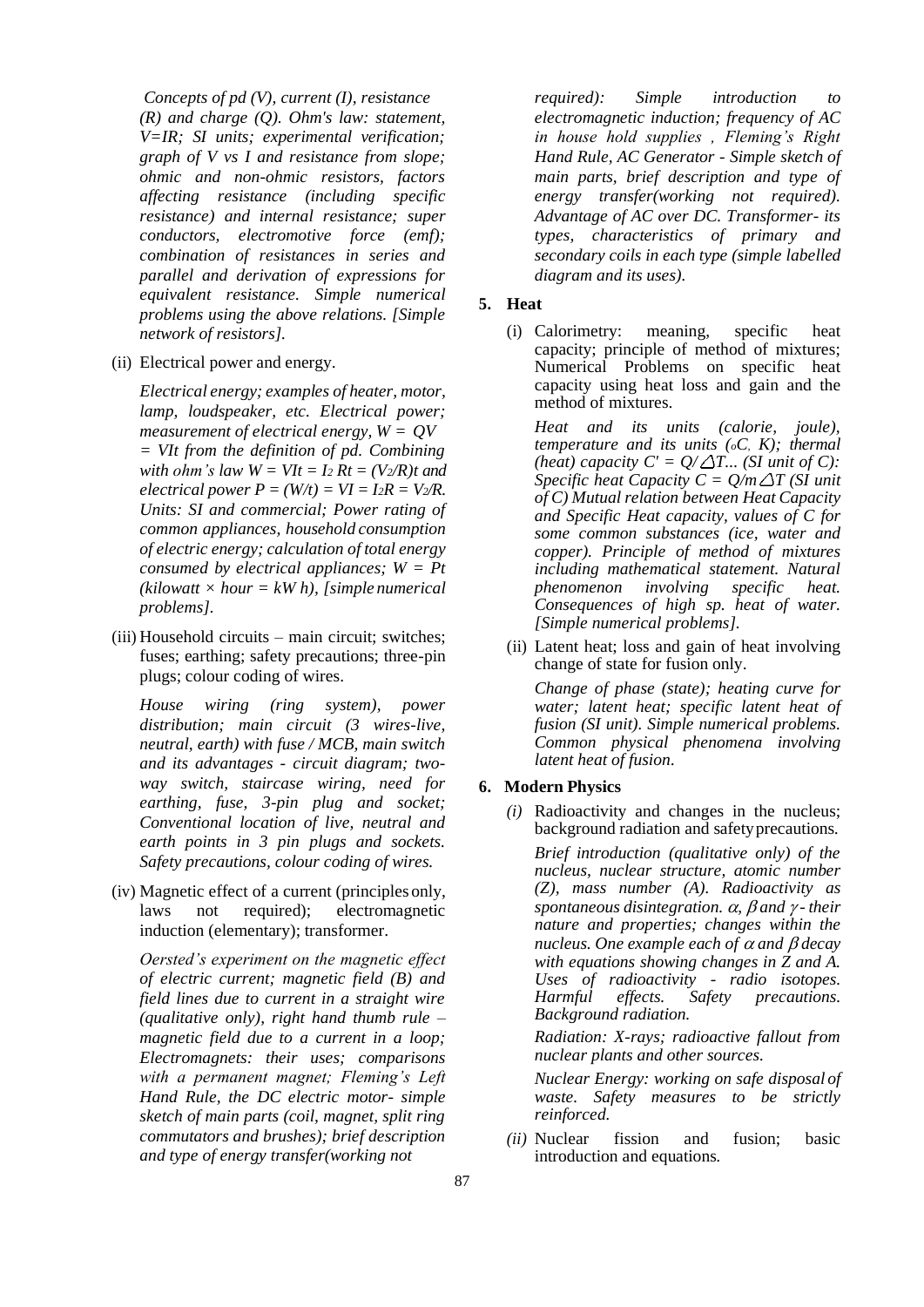*Concepts of pd (V), current (I), resistance (R) and charge (Q). Ohm's law: statement, V=IR; SI units; experimental verification; graph of V vs I and resistance from slope; ohmic and non-ohmic resistors, factors affecting resistance (including specific resistance) and internal resistance; super conductors, electromotive force (emf); combination of resistances in series and parallel and derivation of expressions for equivalent resistance. Simple numerical problems using the above relations. [Simple network of resistors].*

(ii) Electrical power and energy.

*Electrical energy; examples of heater, motor, lamp, loudspeaker, etc. Electrical power; measurement of electrical energy, $W = QV = VIt$ from the definition of pd. Combining with ohm's law $W = VIt = I^2 Rt = (V^2/R)t$ and electrical power $P = (W/t) = VI = I^2R = V^2/R$. Units: SI and commercial; Power rating of common appliances, household consumption of electric energy; calculation of total energy consumed by electrical appliances; $W = Pt$ (kilowatt × hour = kW h), [simple numerical problems].*

(iii) Household circuits – main circuit; switches; fuses; earthing; safety precautions; three-pin plugs; colour coding of wires.

*House wiring (ring system), power distribution; main circuit (3 wires-live, neutral, earth) with fuse / MCB, main switch and its advantages - circuit diagram; two-way switch, staircase wiring, need for earthing, fuse, 3-pin plug and socket; Conventional location of live, neutral and earth points in 3 pin plugs and sockets. Safety precautions, colour coding of wires.*

(iv) Magnetic effect of a current (principles only, laws not required); electromagnetic induction (elementary); transformer.

*Oersted's experiment on the magnetic effect of electric current; magnetic field (B) and field lines due to current in a straight wire (qualitative only), right hand thumb rule – magnetic field due to a current in a loop; Electromagnets: their uses; comparisons with a permanent magnet; Fleming's Left Hand Rule, the DC electric motor- simple sketch of main parts (coil, magnet, split ring commutators and brushes); brief description and type of energy transfer(working not required): Simple introduction to electromagnetic induction; frequency of AC in house hold supplies , Fleming's Right Hand Rule, AC Generator - Simple sketch of main parts, brief description and type of energy transfer(working not required). Advantage of AC over DC. Transformer- its types, characteristics of primary and secondary coils in each type (simple labelled diagram and its uses).*

### 5. Heat

(i) Calorimetry: meaning, specific heat capacity; principle of method of mixtures; Numerical Problems on specific heat capacity using heat loss and gain and the method of mixtures.

*Heat and its units (calorie, joule), temperature and its units (°C, K); thermal (heat) capacity $C' = Q/\triangle T$... (SI unit of C): Specific heat Capacity $C = Q/m\triangle T$ (SI unit of C) Mutual relation between Heat Capacity and Specific Heat capacity, values of C for some common substances (ice, water and copper). Principle of method of mixtures including mathematical statement. Natural phenomenon involving specific heat. Consequences of high sp. heat of water. [Simple numerical problems].*

(ii) Latent heat; loss and gain of heat involving change of state for fusion only.

*Change of phase (state); heating curve for water; latent heat; specific latent heat of fusion (SI unit). Simple numerical problems. Common physical phenomena involving latent heat of fusion.*

### 6. Modern Physics

*(i)* Radioactivity and changes in the nucleus; background radiation and safety precautions.

*Brief introduction (qualitative only) of the nucleus, nuclear structure, atomic number (Z), mass number (A). Radioactivity as spontaneous disintegration. $\alpha$, $\beta$ and $\gamma$ - their nature and properties; changes within the nucleus. One example each of $\alpha$ and $\beta$ decay with equations showing changes in Z and A. Uses of radioactivity - radio isotopes. Harmful effects. Safety precautions. Background radiation.*

*Radiation: X-rays; radioactive fallout from nuclear plants and other sources.*

*Nuclear Energy: working on safe disposal of waste. Safety measures to be strictly reinforced.*

*(ii)* Nuclear fission and fusion; basic introduction and equations.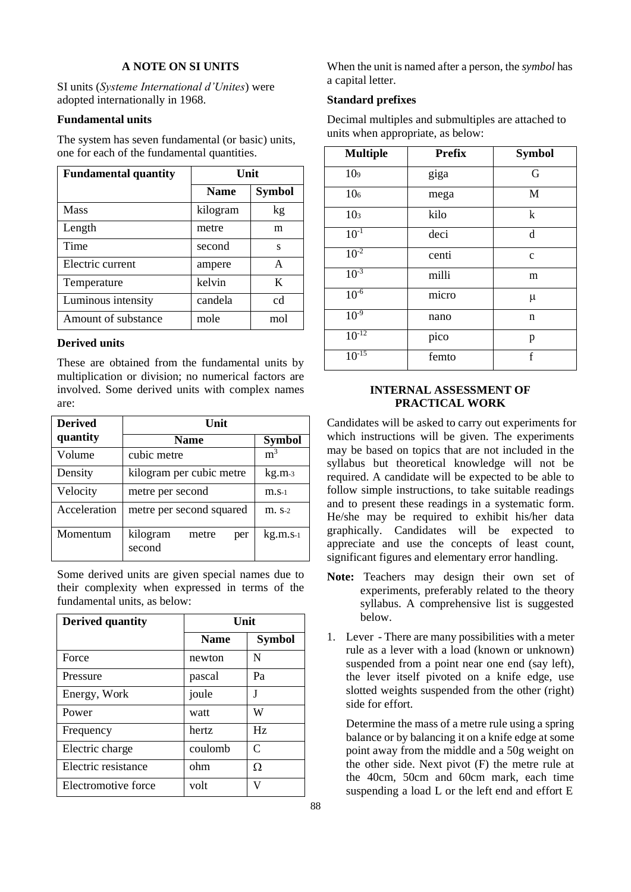### A NOTE ON SI UNITS

SI units (*Systeme International d'Unites*) were adopted internationally in 1968.

**Fundamental units**

The system has seven fundamental (or basic) units, one for each of the fundamental quantities.

| Fundamental quantity | Unit | |
|---|---|---|
| | **Name** | **Symbol** |
| Mass | kilogram | kg |
| Length | metre | m |
| Time | second | s |
| Electric current | ampere | A |
| Temperature | kelvin | K |
| Luminous intensity | candela | cd |
| Amount of substance | mole | mol |

**Derived units**

These are obtained from the fundamental units by multiplication or division; no numerical factors are involved. Some derived units with complex names are:

| Derived quantity | Unit | |
|---|---|---|
| | **Name** | **Symbol** |
| Volume | cubic metre | $m^3$ |
| Density | kilogram per cubic metre | $kg.m^{-3}$ |
| Velocity | metre per second | $m.s^{-1}$ |
| Acceleration | metre per second squared | $m.\ s^{-2}$ |
| Momentum | kilogram metre per second | $kg.m.s^{-1}$ |

Some derived units are given special names due to their complexity when expressed in terms of the fundamental units, as below:

| Derived quantity | Unit | |
|---|---|---|
| | **Name** | **Symbol** |
| Force | newton | N |
| Pressure | pascal | Pa |
| Energy, Work | joule | J |
| Power | watt | W |
| Frequency | hertz | Hz |
| Electric charge | coulomb | C |
| Electric resistance | ohm | Ω |
| Electromotive force | volt | V |

When the unit is named after a person, the *symbol* has a capital letter.

**Standard prefixes**

Decimal multiples and submultiples are attached to units when appropriate, as below:

| Multiple | Prefix | Symbol |
|---|---|---|
| $10^9$ | giga | G |
| $10^6$ | mega | M |
| $10^3$ | kilo | k |
| $10^{-1}$ | deci | d |
| $10^{-2}$ | centi | c |
| $10^{-3}$ | milli | m |
| $10^{-6}$ | micro | μ |
| $10^{-9}$ | nano | n |
| $10^{-12}$ | pico | p |
| $10^{-15}$ | femto | f |

### INTERNAL ASSESSMENT OF PRACTICAL WORK

Candidates will be asked to carry out experiments for which instructions will be given. The experiments may be based on topics that are not included in the syllabus but theoretical knowledge will not be required. A candidate will be expected to be able to follow simple instructions, to take suitable readings and to present these readings in a systematic form. He/she may be required to exhibit his/her data graphically. Candidates will be expected to appreciate and use the concepts of least count, significant figures and elementary error handling.

**Note:** Teachers may design their own set of experiments, preferably related to the theory syllabus. A comprehensive list is suggested below.

1. Lever - There are many possibilities with a meter rule as a lever with a load (known or unknown) suspended from a point near one end (say left), the lever itself pivoted on a knife edge, use slotted weights suspended from the other (right) side for effort.

   Determine the mass of a metre rule using a spring balance or by balancing it on a knife edge at some point away from the middle and a 50g weight on the other side. Next pivot (F) the metre rule at the 40cm, 50cm and 60cm mark, each time suspending a load L or the left end and effort E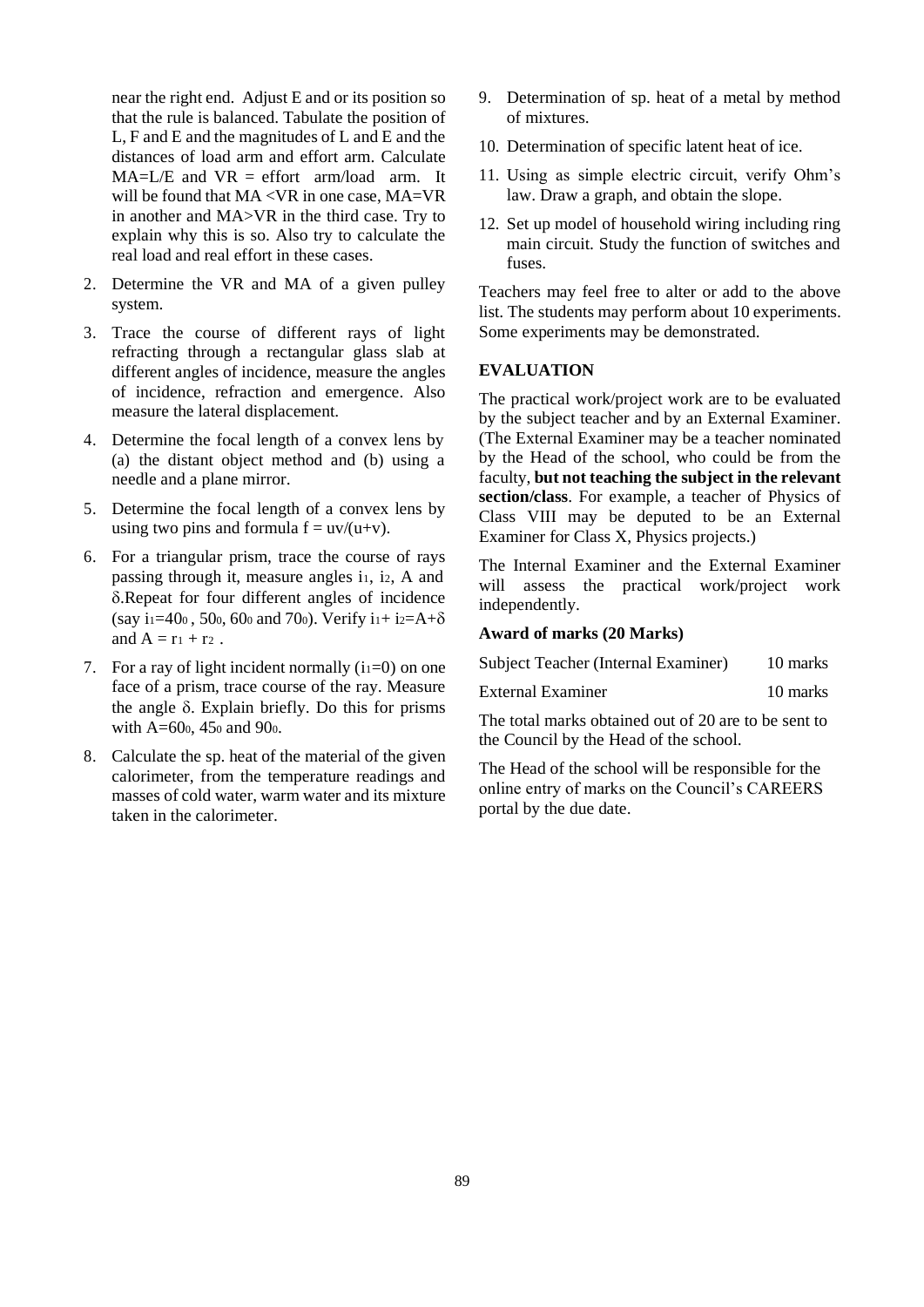near the right end. Adjust E and or its position so that the rule is balanced. Tabulate the position of L, F and E and the magnitudes of L and E and the distances of load arm and effort arm. Calculate MA=L/E and VR = effort arm/load arm. It will be found that MA <VR in one case, MA=VR in another and MA>VR in the third case. Try to explain why this is so. Also try to calculate the real load and real effort in these cases.

2. Determine the VR and MA of a given pulley system.
3. Trace the course of different rays of light refracting through a rectangular glass slab at different angles of incidence, measure the angles of incidence, refraction and emergence. Also measure the lateral displacement.
4. Determine the focal length of a convex lens by (a) the distant object method and (b) using a needle and a plane mirror.
5. Determine the focal length of a convex lens by using two pins and formula $f = uv/(u+v)$.
6. For a triangular prism, trace the course of rays passing through it, measure angles $i_1$, $i_2$, A and $\delta$.Repeat for four different angles of incidence (say $i_1=40^0$ , $50^0$, $60^0$ and $70^0$). Verify $i_1+ i_2=A+\delta$ and $A = r_1 + r_2$ .
7. For a ray of light incident normally ($i_1=0$) on one face of a prism, trace course of the ray. Measure the angle $\delta$. Explain briefly. Do this for prisms with $A=60^0$, $45^0$ and $90^0$.
8. Calculate the sp. heat of the material of the given calorimeter, from the temperature readings and masses of cold water, warm water and its mixture taken in the calorimeter.
9. Determination of sp. heat of a metal by method of mixtures.
10. Determination of specific latent heat of ice.
11. Using as simple electric circuit, verify Ohm's law. Draw a graph, and obtain the slope.
12. Set up model of household wiring including ring main circuit. Study the function of switches and fuses.

Teachers may feel free to alter or add to the above list. The students may perform about 10 experiments. Some experiments may be demonstrated.

### EVALUATION

The practical work/project work are to be evaluated by the subject teacher and by an External Examiner. (The External Examiner may be a teacher nominated by the Head of the school, who could be from the faculty, **but not teaching the subject in the relevant section/class**. For example, a teacher of Physics of Class VIII may be deputed to be an External Examiner for Class X, Physics projects.)

The Internal Examiner and the External Examiner will assess the practical work/project work independently.

**Award of marks (20 Marks)**

| | |
|---|---|
| Subject Teacher (Internal Examiner) | 10 marks |
| External Examiner | 10 marks |

The total marks obtained out of 20 are to be sent to the Council by the Head of the school.

The Head of the school will be responsible for the online entry of marks on the Council's CAREERS portal by the due date.